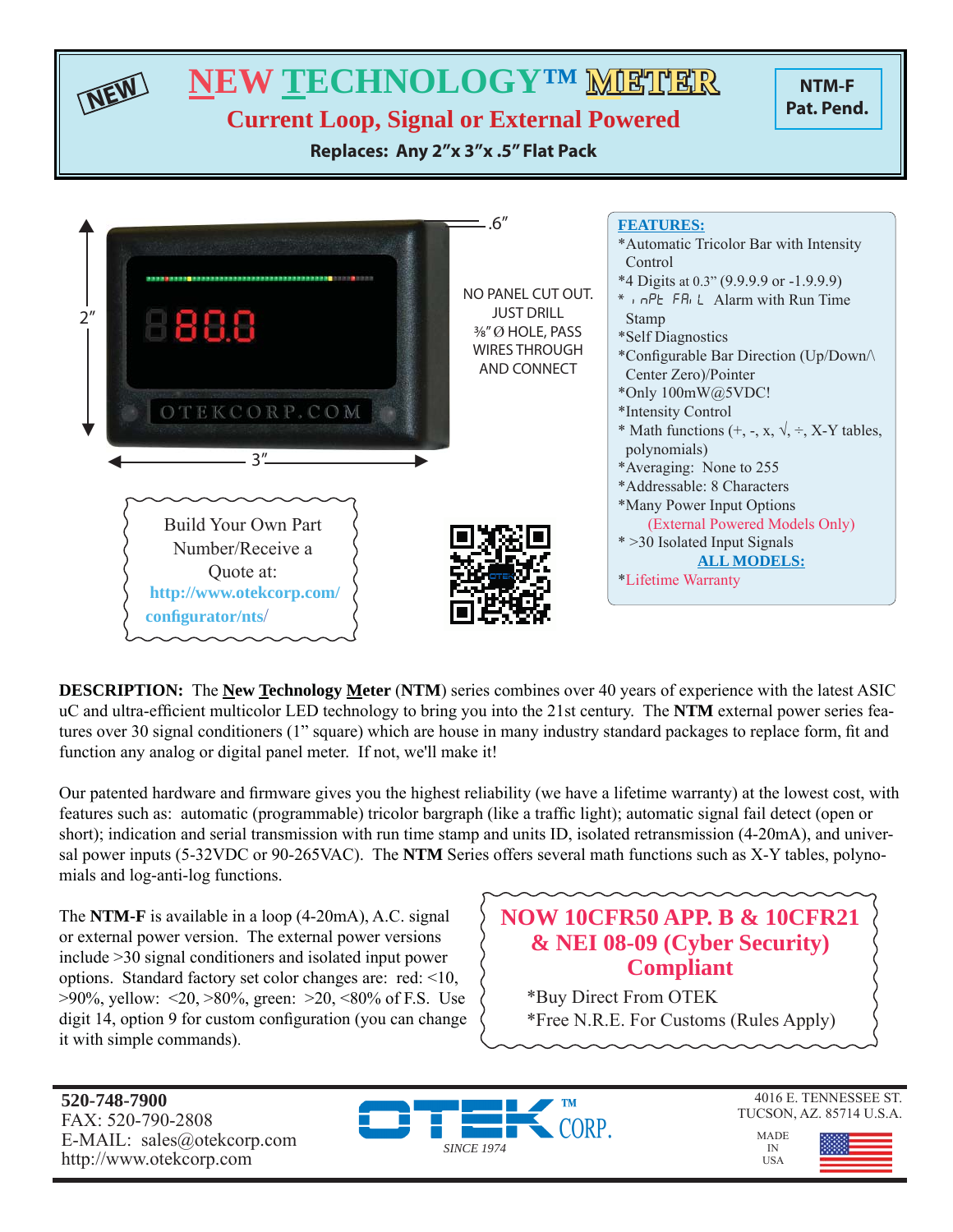NEW

# NEW TECHNOLOGY™ METER

## Current Loop, Signal or External Powered

**Replaces: Any 2"x 3"x .5" Flat Pack**

**NTM-F**
**Pat. Pend.**

.6"

2"

3"

NO PANEL CUT OUT. JUST DRILL ⅜" Ø HOLE, PASS WIRES THROUGH AND CONNECT

**FEATURES:**

*Automatic Tricolor Bar with Intensity Control
*4 Digits at 0.3" (9.9.9.9 or -1.9.9.9)
* inPt FAiL Alarm with Run Time Stamp
*Self Diagnostics
*Configurable Bar Direction (Up/Down/\ Center Zero)/Pointer
*Only 100mW@5VDC!
*Intensity Control
* Math functions (+, -, x, √, ÷, X-Y tables, polynomials)
*Averaging: None to 255
*Addressable: 8 Characters
*Many Power Input Options
(External Powered Models Only)
* >30 Isolated Input Signals
**ALL MODELS:**
*Lifetime Warranty

Build Your Own Part Number/Receive a Quote at:
**http://www.otekcorp.com/configurator/nts/**

**DESCRIPTION:** The **New Technology Meter** (**NTM**) series combines over 40 years of experience with the latest ASIC uC and ultra-efficient multicolor LED technology to bring you into the 21st century. The **NTM** external power series features over 30 signal conditioners (1" square) which are house in many industry standard packages to replace form, fit and function any analog or digital panel meter. If not, we'll make it!

Our patented hardware and firmware gives you the highest reliability (we have a lifetime warranty) at the lowest cost, with features such as: automatic (programmable) tricolor bargraph (like a traffic light); automatic signal fail detect (open or short); indication and serial transmission with run time stamp and units ID, isolated retransmission (4-20mA), and universal power inputs (5-32VDC or 90-265VAC). The **NTM** Series offers several math functions such as X-Y tables, polynomials and log-anti-log functions.

The **NTM-F** is available in a loop (4-20mA), A.C. signal or external power version. The external power versions include >30 signal conditioners and isolated input power options. Standard factory set color changes are: red: <10, >90%, yellow: <20, >80%, green: >20, <80% of F.S. Use digit 14, option 9 for custom configuration (you can change it with simple commands).

**NOW 10CFR50 APP. B & 10CFR21 & NEI 08-09 (Cyber Security) Compliant**

*Buy Direct From OTEK
*Free N.R.E. For Customs (Rules Apply)

**520-748-7900**
FAX: 520-790-2808
E-MAIL: sales@otekcorp.com
http://www.otekcorp.com

OTEK™ CORP.
*SINCE 1974*

4016 E. TENNESSEE ST.
TUCSON, AZ. 85714 U.S.A.

MADE IN USA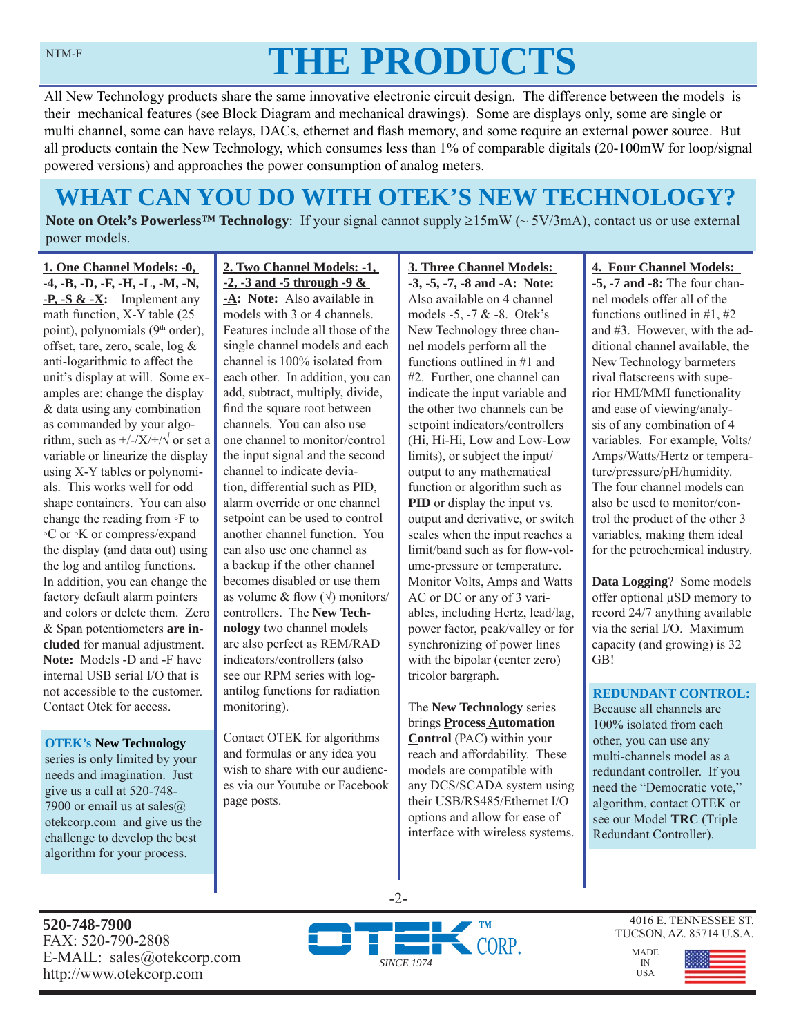# THE PRODUCTS

All New Technology products share the same innovative electronic circuit design. The difference between the models is their mechanical features (see Block Diagram and mechanical drawings). Some are displays only, some are single or multi channel, some can have relays, DACs, ethernet and flash memory, and some require an external power source. But all products contain the New Technology, which consumes less than 1% of comparable digitals (20-100mW for loop/signal powered versions) and approaches the power consumption of analog meters.

## WHAT CAN YOU DO WITH OTEK'S NEW TECHNOLOGY?

**Note on Otek's Powerless™ Technology**: If your signal cannot supply ≥15mW (~ 5V/3mA), contact us or use external power models.

**1. One Channel Models: -0, -4, -B, -D, -F, -H, -L, -M, -N, -P, -S & -X:** Implement any math function, X-Y table (25 point), polynomials (9th order), offset, tare, zero, scale, log & anti-logarithmic to affect the unit's display at will. Some examples are: change the display & data using any combination as commanded by your algorithm, such as +/-/X/÷/√ or set a variable or linearize the display using X-Y tables or polynomials. This works well for odd shape containers. You can also change the reading from ◦F to ◦C or ◦K or compress/expand the display (and data out) using the log and antilog functions. In addition, you can change the factory default alarm pointers and colors or delete them. Zero & Span potentiometers **are included** for manual adjustment. **Note:** Models -D and -F have internal USB serial I/O that is not accessible to the customer. Contact Otek for access.

**OTEK's New Technology** series is only limited by your needs and imagination. Just give us a call at 520-748-7900 or email us at sales@otekcorp.com and give us the challenge to develop the best algorithm for your process.

**2. Two Channel Models: -1, -2, -3 and -5 through -9 & -A: Note:** Also available in models with 3 or 4 channels. Features include all those of the single channel models and each channel is 100% isolated from each other. In addition, you can add, subtract, multiply, divide, find the square root between channels. You can also use one channel to monitor/control the input signal and the second channel to indicate deviation, differential such as PID, alarm override or one channel setpoint can be used to control another channel function. You can also use one channel as a backup if the other channel becomes disabled or use them as volume & flow (√) monitors/controllers. The **New Technology** two channel models are also perfect as REM/RAD indicators/controllers (also see our RPM series with log-antilog functions for radiation monitoring).

Contact OTEK for algorithms and formulas or any idea you wish to share with our audiences via our Youtube or Facebook page posts.

**3. Three Channel Models: -3, -5, -7, -8 and -A: Note:** Also available on 4 channel models -5, -7 & -8. Otek's New Technology three channel models perform all the functions outlined in #1 and #2. Further, one channel can indicate the input variable and the other two channels can be setpoint indicators/controllers (Hi, Hi-Hi, Low and Low-Low limits), or subject the input/output to any mathematical function or algorithm such as **PID** or display the input vs. output and derivative, or switch scales when the input reaches a limit/band such as for flow-volume-pressure or temperature. Monitor Volts, Amps and Watts AC or DC or any of 3 variables, including Hertz, lead/lag, power factor, peak/valley or for synchronizing of power lines with the bipolar (center zero) tricolor bargraph.

The **New Technology** series brings **Process Automation Control** (PAC) within your reach and affordability. These models are compatible with any DCS/SCADA system using their USB/RS485/Ethernet I/O options and allow for ease of interface with wireless systems.

**4. Four Channel Models: -5, -7 and -8:** The four channel models offer all of the functions outlined in #1, #2 and #3. However, with the additional channel available, the New Technology barmeters rival flatscreens with superior HMI/MMI functionality and ease of viewing/analysis of any combination of 4 variables. For example, Volts/Amps/Watts/Hertz or temperature/pressure/pH/humidity. The four channel models can also be used to monitor/control the product of the other 3 variables, making them ideal for the petrochemical industry.

**Data Logging**? Some models offer optional µSD memory to record 24/7 anything available via the serial I/O. Maximum capacity (and growing) is 32 GB!

**REDUNDANT CONTROL:** Because all channels are 100% isolated from each other, you can use any multi-channels model as a redundant controller. If you need the "Democratic vote," algorithm, contact OTEK or see our Model **TRC** (Triple Redundant Controller).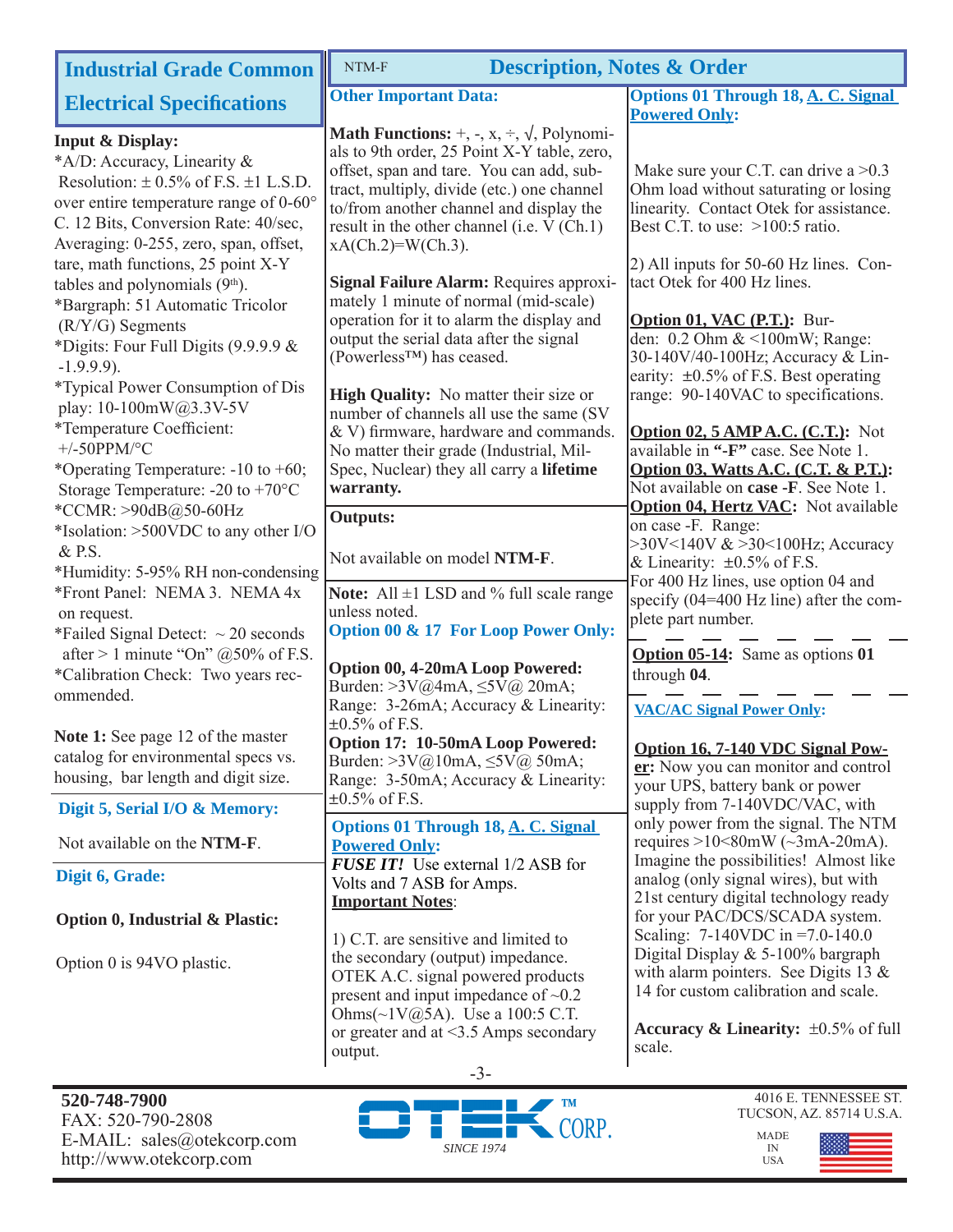# Industrial Grade Common Electrical Specifications

**Input & Display:**

*A/D: Accuracy, Linearity & Resolution: ± 0.5% of F.S. ±1 L.S.D. over entire temperature range of 0-60° C. 12 Bits, Conversion Rate: 40/sec, Averaging: 0-255, zero, span, offset, tare, math functions, 25 point X-Y tables and polynomials (9th).

*Bargraph: 51 Automatic Tricolor (R/Y/G) Segments

*Digits: Four Full Digits (9.9.9.9 & -1.9.9.9).

*Typical Power Consumption of Display: 10-100mW@3.3V-5V

*Temperature Coefficient: +/-50PPM/°C

*Operating Temperature: -10 to +60; Storage Temperature: -20 to +70°C

*CCMR: >90dB@50-60Hz

*Isolation: >500VDC to any other I/O & P.S.

*Humidity: 5-95% RH non-condensing

*Front Panel: NEMA 3. NEMA 4x on request.

*Failed Signal Detect: ~ 20 seconds after > 1 minute "On" @50% of F.S.

*Calibration Check: Two years recommended.

**Note 1:** See page 12 of the master catalog for environmental specs vs. housing, bar length and digit size.

## Digit 5, Serial I/O & Memory:

Not available on the **NTM-F**.

## Digit 6, Grade:

**Option 0, Industrial & Plastic:**

Option 0 is 94VO plastic.

# NTM-F Description, Notes & Order

## Other Important Data:

**Math Functions:** +, -, x, ÷, √, Polynomials to 9th order, 25 Point X-Y table, zero, offset, span and tare. You can add, subtract, multiply, divide (etc.) one channel to/from another channel and display the result in the other channel (i.e. V (Ch.1) xA(Ch.2)=W(Ch.3).

**Signal Failure Alarm:** Requires approximately 1 minute of normal (mid-scale) operation for it to alarm the display and output the serial data after the signal (Powerless™) has ceased.

**High Quality:** No matter their size or number of channels all use the same (SV & V) firmware, hardware and commands. No matter their grade (Industrial, Mil-Spec, Nuclear) they all carry a **lifetime warranty.**

**Outputs:**

Not available on model **NTM-F**.

**Note:** All ±1 LSD and % full scale range unless noted.

## Option 00 & 17 For Loop Power Only:

**Option 00, 4-20mA Loop Powered:** Burden: >3V@4mA, ≤5V@ 20mA; Range: 3-26mA; Accuracy & Linearity: ±0.5% of F.S.

**Option 17: 10-50mA Loop Powered:** Burden: >3V@10mA, ≤5V@ 50mA; Range: 3-50mA; Accuracy & Linearity: ±0.5% of F.S.

## Options 01 Through 18, A. C. Signal Powered Only:

***FUSE IT!*** Use external 1/2 ASB for Volts and 7 ASB for Amps.

**Important Notes:**

1) C.T. are sensitive and limited to the secondary (output) impedance. OTEK A.C. signal powered products present and input impedance of ~0.2 Ohms(~1V@5A). Use a 100:5 C.T. or greater and at <3.5 Amps secondary output.

## Options 01 Through 18, A. C. Signal Powered Only:

Make sure your C.T. can drive a >0.3 Ohm load without saturating or losing linearity. Contact Otek for assistance. Best C.T. to use: >100:5 ratio.

2) All inputs for 50-60 Hz lines. Contact Otek for 400 Hz lines.

**Option 01, VAC (P.T.):** Burden: 0.2 Ohm & <100mW; Range: 30-140V/40-100Hz; Accuracy & Linearity: ±0.5% of F.S. Best operating range: 90-140VAC to specifications.

**Option 02, 5 AMP A.C. (C.T.):** Not available in **"-F"** case. See Note 1.

**Option 03, Watts A.C. (C.T. & P.T.):** Not available on **case -F**. See Note 1.

**Option 04, Hertz VAC:** Not available on case -F. Range: >30V<140V & >30<100Hz; Accuracy & Linearity: ±0.5% of F.S. For 400 Hz lines, use option 04 and specify (04=400 Hz line) after the complete part number.

**Option 05-14:** Same as options **01** through **04**.

## VAC/AC Signal Power Only:

**Option 16, 7-140 VDC Signal Power:** Now you can monitor and control your UPS, battery bank or power supply from 7-140VDC/VAC, with only power from the signal. The NTM requires >10<80mW (~3mA-20mA). Imagine the possibilities! Almost like analog (only signal wires), but with 21st century digital technology ready for your PAC/DCS/SCADA system. Scaling: 7-140VDC in =7.0-140.0 Digital Display & 5-100% bargraph with alarm pointers. See Digits 13 & 14 for custom calibration and scale.

**Accuracy & Linearity:** ±0.5% of full scale.

**520-748-7900**
FAX: 520-790-2808
E-MAIL: sales@otekcorp.com
http://www.otekcorp.com

OTEK™ CORP. SINCE 1974

4016 E. TENNESSEE ST.
TUCSON, AZ. 85714 U.S.A.
MADE IN USA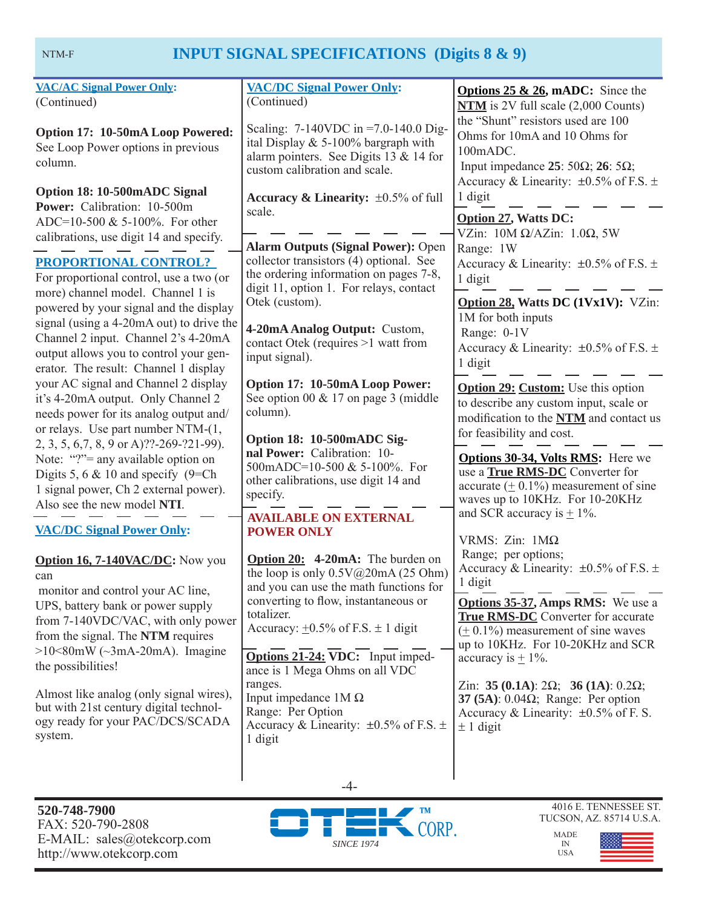# INPUT SIGNAL SPECIFICATIONS (Digits 8 & 9)

**VAC/AC Signal Power Only:**
(Continued)

**Option 17: 10-50mA Loop Powered:** See Loop Power options in previous column.

**Option 18: 10-500mADC Signal Power:** Calibration: 10-500m ADC=10-500 & 5-100%. For other calibrations, use digit 14 and specify.

---

**PROPORTIONAL CONTROL?**
For proportional control, use a two (or more) channel model. Channel 1 is powered by your signal and the display signal (using a 4-20mA out) to drive the Channel 2 input. Channel 2's 4-20mA output allows you to control your generator. The result: Channel 1 display your AC signal and Channel 2 display it's 4-20mA output. Only Channel 2 needs power for its analog output and/or relays. Use part number NTM-(1, 2, 3, 5, 6,7, 8, 9 or A)??-269-?21-99). Note: "?"= any available option on Digits 5, 6 & 10 and specify (9=Ch 1 signal power, Ch 2 external power). Also see the new model **NTI**.

---

**VAC/DC Signal Power Only:**

**Option 16, 7-140VAC/DC:** Now you can
monitor and control your AC line, UPS, battery bank or power supply from 7-140VDC/VAC, with only power from the signal. The **NTM** requires >10<80mW (~3mA-20mA). Imagine the possibilities!

Almost like analog (only signal wires), but with 21st century digital technology ready for your PAC/DCS/SCADA system.

**VAC/DC Signal Power Only:**
(Continued)

Scaling: 7-140VDC in =7.0-140.0 Digital Display & 5-100% bargraph with alarm pointers. See Digits 13 & 14 for custom calibration and scale.

**Accuracy & Linearity:** ±0.5% of full scale.

---

**Alarm Outputs (Signal Power):** Open collector transistors (4) optional. See the ordering information on pages 7-8, digit 11, option 1. For relays, contact Otek (custom).

**4-20mA Analog Output:** Custom, contact Otek (requires >1 watt from input signal).

**Option 17: 10-50mA Loop Power:** See option 00 & 17 on page 3 (middle column).

**Option 18: 10-500mADC Signal Power:** Calibration: 10-500mADC=10-500 & 5-100%. For other calibrations, use digit 14 and specify.

---

**AVAILABLE ON EXTERNAL POWER ONLY**

**Option 20: 4-20mA:** The burden on the loop is only 0.5V@20mA (25 Ohm) and you can use the math functions for converting to flow, instantaneous or totalizer.
Accuracy: ±0.5% of F.S. ± 1 digit

---

**Options 21-24: VDC:** Input impedance is 1 Mega Ohms on all VDC ranges.
Input impedance 1M Ω
Range: Per Option
Accuracy & Linearity: ±0.5% of F.S. ± 1 digit

**Options 25 & 26, mADC:** Since the **NTM** is 2V full scale (2,000 Counts) the "Shunt" resistors used are 100 Ohms for 10mA and 10 Ohms for 100mADC.
Input impedance **25**: 50Ω; **26**: 5Ω;
Accuracy & Linearity: ±0.5% of F.S. ± 1 digit

---

**Option 27, Watts DC:**
VZin: 10M Ω/AZin: 1.0Ω, 5W
Range: 1W
Accuracy & Linearity: ±0.5% of F.S. ± 1 digit

---

**Option 28, Watts DC (1Vx1V):** VZin: 1M for both inputs
Range: 0-1V
Accuracy & Linearity: ±0.5% of F.S. ± 1 digit

---

**Option 29: Custom:** Use this option to describe any custom input, scale or modification to the **NTM** and contact us for feasibility and cost.

---

**Options 30-34, Volts RMS:** Here we use a **True RMS-DC** Converter for accurate (± 0.1%) measurement of sine waves up to 10KHz. For 10-20KHz and SCR accuracy is ± 1%.

VRMS: Zin: 1MΩ
Range; per options;
Accuracy & Linearity: ±0.5% of F.S. ± 1 digit

---

**Options 35-37, Amps RMS:** We use a **True RMS-DC** Converter for accurate (± 0.1%) measurement of sine waves up to 10KHz. For 10-20KHz and SCR accuracy is ± 1%.

Zin: **35 (0.1A)**: 2Ω; **36 (1A)**: 0.2Ω; **37 (5A)**: 0.04Ω; Range: Per option
Accuracy & Linearity: ±0.5% of F. S. ± 1 digit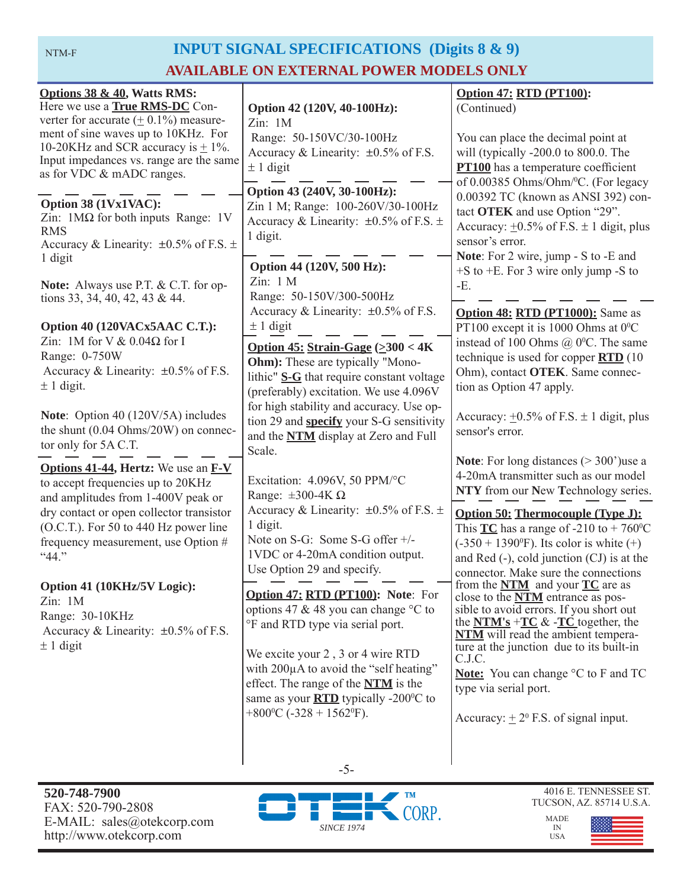# INPUT SIGNAL SPECIFICATIONS (Digits 8 & 9)

## AVAILABLE ON EXTERNAL POWER MODELS ONLY

**Options 38 & 40, Watts RMS:**
Here we use a **True RMS-DC** Converter for accurate (± 0.1%) measurement of sine waves up to 10KHz. For 10-20KHz and SCR accuracy is ± 1%. Input impedances vs. range are the same as for VDC & mADC ranges.

**Option 38 (1Vx1VAC):**
Zin: 1MΩ for both inputs Range: 1V RMS
Accuracy & Linearity: ±0.5% of F.S. ± 1 digit

**Note:** Always use P.T. & C.T. for options 33, 34, 40, 42, 43 & 44.

**Option 40 (120VACx5AAC C.T.):**
Zin: 1M for V & 0.04Ω for I
Range: 0-750W
Accuracy & Linearity: ±0.5% of F.S. ± 1 digit.

**Note**: Option 40 (120V/5A) includes the shunt (0.04 Ohms/20W) on connector only for 5A C.T.

**Options 41-44, Hertz:** We use an **F-V** to accept frequencies up to 20KHz and amplitudes from 1-400V peak or dry contact or open collector transistor (O.C.T.). For 50 to 440 Hz power line frequency measurement, use Option # "44."

**Option 41 (10KHz/5V Logic):**
Zin: 1M
Range: 30-10KHz
Accuracy & Linearity: ±0.5% of F.S. ± 1 digit

**Option 42 (120V, 40-100Hz):**
Zin: 1M
Range: 50-150VC/30-100Hz
Accuracy & Linearity: ±0.5% of F.S. ± 1 digit

**Option 43 (240V, 30-100Hz):**
Zin 1 M; Range: 100-260V/30-100Hz
Accuracy & Linearity: ±0.5% of F.S. ± 1 digit.

**Option 44 (120V, 500 Hz):**
Zin: 1 M
Range: 50-150V/300-500Hz
Accuracy & Linearity: ±0.5% of F.S. ± 1 digit

**Option 45: Strain-Gage (≥300 < 4K Ohm):** These are typically "Monolithic" **S-G** that require constant voltage (preferably) excitation. We use 4.096V for high stability and accuracy. Use option 29 and **specify** your S-G sensitivity and the **NTM** display at Zero and Full Scale.

Excitation: 4.096V, 50 PPM/°C
Range: ±300-4K Ω
Accuracy & Linearity: ±0.5% of F.S. ± 1 digit.
Note on S-G: Some S-G offer +/- 1VDC or 4-20mA condition output. Use Option 29 and specify.

**Option 47: RTD (PT100): Note**: For options 47 & 48 you can change °C to °F and RTD type via serial port.

We excite your 2 , 3 or 4 wire RTD with 200µA to avoid the "self heating" effect. The range of the **NTM** is the same as your **RTD** typically -200°C to +800°C (-328 + 1562°F).

**Option 47: RTD (PT100):** (Continued)

You can place the decimal point at will (typically -200.0 to 800.0. The **PT100** has a temperature coefficient of 0.00385 Ohms/Ohm/°C. (For legacy 0.00392 TC (known as ANSI 392) contact **OTEK** and use Option "29".
Accuracy: ±0.5% of F.S. ± 1 digit, plus sensor's error.
**Note**: For 2 wire, jump - S to -E and +S to +E. For 3 wire only jump -S to -E.

**Option 48: RTD (PT1000):** Same as PT100 except it is 1000 Ohms at 0°C instead of 100 Ohms @ 0°C. The same technique is used for copper **RTD** (10 Ohm), contact **OTEK**. Same connection as Option 47 apply.

Accuracy: ±0.5% of F.S. ± 1 digit, plus sensor's error.

**Note**: For long distances (> 300')use a 4-20mA transmitter such as our model **NTY** from our **N**ew **T**echnology series.

**Option 50: Thermocouple (Type J):**
This **TC** has a range of -210 to + 760°C (-350 + 1390°F). Its color is white (+) and Red (-), cold junction (CJ) is at the connector. Make sure the connections from the **NTM** and your **TC** are as close to the **NTM** entrance as possible to avoid errors. If you short out the **NTM's** +**TC** & -**TC** together, the **NTM** will read the ambient temperature at the junction due to its built-in C.J.C.
**Note:** You can change °C to F and TC type via serial port.

Accuracy: ± 2° F.S. of signal input.

**520-748-7900**
FAX: 520-790-2808
E-MAIL: sales@otekcorp.com
http://www.otekcorp.com

OTEK™ CORP. SINCE 1974

4016 E. TENNESSEE ST.
TUCSON, AZ. 85714 U.S.A.

MADE IN USA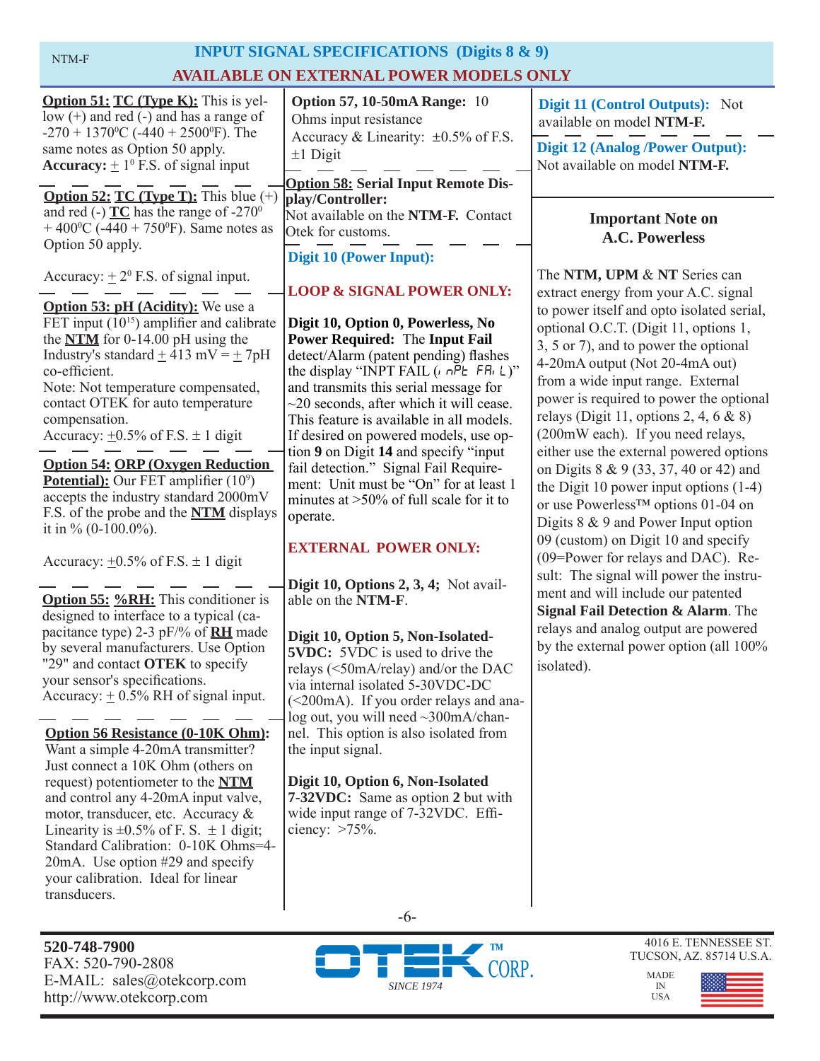## INPUT SIGNAL SPECIFICATIONS (Digits 8 & 9)

## AVAILABLE ON EXTERNAL POWER MODELS ONLY

**Option 51: TC (Type K):** This is yellow (+) and red (-) and has a range of -270 + 1370°C (-440 + 2500°F). The same notes as Option 50 apply.
**Accuracy:** ± 1° F.S. of signal input

**Option 52: TC (Type T):** This blue (+) and red (-) **TC** has the range of -270° + 400°C (-440 + 750°F). Same notes as Option 50 apply.

Accuracy: ± 2° F.S. of signal input.

**Option 53: pH (Acidity):** We use a FET input ($10^{15}$) amplifier and calibrate the **NTM** for 0-14.00 pH using the Industry's standard ± 413 mV = ± 7pH co-efficient.
Note: Not temperature compensated, contact OTEK for auto temperature compensation.
Accuracy: ±0.5% of F.S. ± 1 digit

**Option 54: ORP (Oxygen Reduction Potential):** Our FET amplifier ($10^9$) accepts the industry standard 2000mV F.S. of the probe and the **NTM** displays it in % (0-100.0%).

Accuracy: ±0.5% of F.S. ± 1 digit

**Option 55: %RH:** This conditioner is designed to interface to a typical (capacitance type) 2-3 pF/% of **RH** made by several manufacturers. Use Option "29" and contact **OTEK** to specify your sensor's specifications.
Accuracy: ± 0.5% RH of signal input.

**Option 56 Resistance (0-10K Ohm):** Want a simple 4-20mA transmitter? Just connect a 10K Ohm (others on request) potentiometer to the **NTM** and control any 4-20mA input valve, motor, transducer, etc. Accuracy & Linearity is ±0.5% of F. S. ± 1 digit; Standard Calibration: 0-10K Ohms=4-20mA. Use option #29 and specify your calibration. Ideal for linear transducers.

**Option 57, 10-50mA Range:** 10 Ohms input resistance
Accuracy & Linearity: ±0.5% of F.S. ±1 Digit

**Option 58: Serial Input Remote Display/Controller:**
Not available on the **NTM-F.** Contact Otek for customs.

### Digit 10 (Power Input):

**LOOP & SIGNAL POWER ONLY:**

**Digit 10, Option 0, Powerless, No Power Required:** The **Input Fail** detect/Alarm (patent pending) flashes the display "INPT FAIL (inPt FAiL)" and transmits this serial message for ~20 seconds, after which it will cease. This feature is available in all models. If desired on powered models, use option **9** on Digit **14** and specify "input fail detection." Signal Fail Requirement: Unit must be "On" for at least 1 minutes at >50% of full scale for it to operate.

**EXTERNAL POWER ONLY:**

**Digit 10, Options 2, 3, 4;** Not available on the **NTM-F**.

**Digit 10, Option 5, Non-Isolated-5VDC:** 5VDC is used to drive the relays (<50mA/relay) and/or the DAC via internal isolated 5-30VDC-DC (<200mA). If you order relays and analog out, you will need ~300mA/channel. This option is also isolated from the input signal.

**Digit 10, Option 6, Non-Isolated 7-32VDC:** Same as option **2** but with wide input range of 7-32VDC. Efficiency: >75%.

**Digit 11 (Control Outputs):** Not available on model **NTM-F.**

**Digit 12 (Analog /Power Output):** Not available on model **NTM-F.**

### Important Note on A.C. Powerless

The **NTM, UPM** & **NT** Series can extract energy from your A.C. signal to power itself and opto isolated serial, optional O.C.T. (Digit 11, options 1, 3, 5 or 7), and to power the optional 4-20mA output (Not 20-4mA out) from a wide input range. External power is required to power the optional relays (Digit 11, options 2, 4, 6 & 8) (200mW each). If you need relays, either use the external powered options on Digits 8 & 9 (33, 37, 40 or 42) and the Digit 10 power input options (1-4) or use Powerless™ options 01-04 on Digits 8 & 9 and Power Input option 09 (custom) on Digit 10 and specify (09=Power for relays and DAC). Result: The signal will power the instrument and will include our patented **Signal Fail Detection & Alarm**. The relays and analog output are powered by the external power option (all 100% isolated).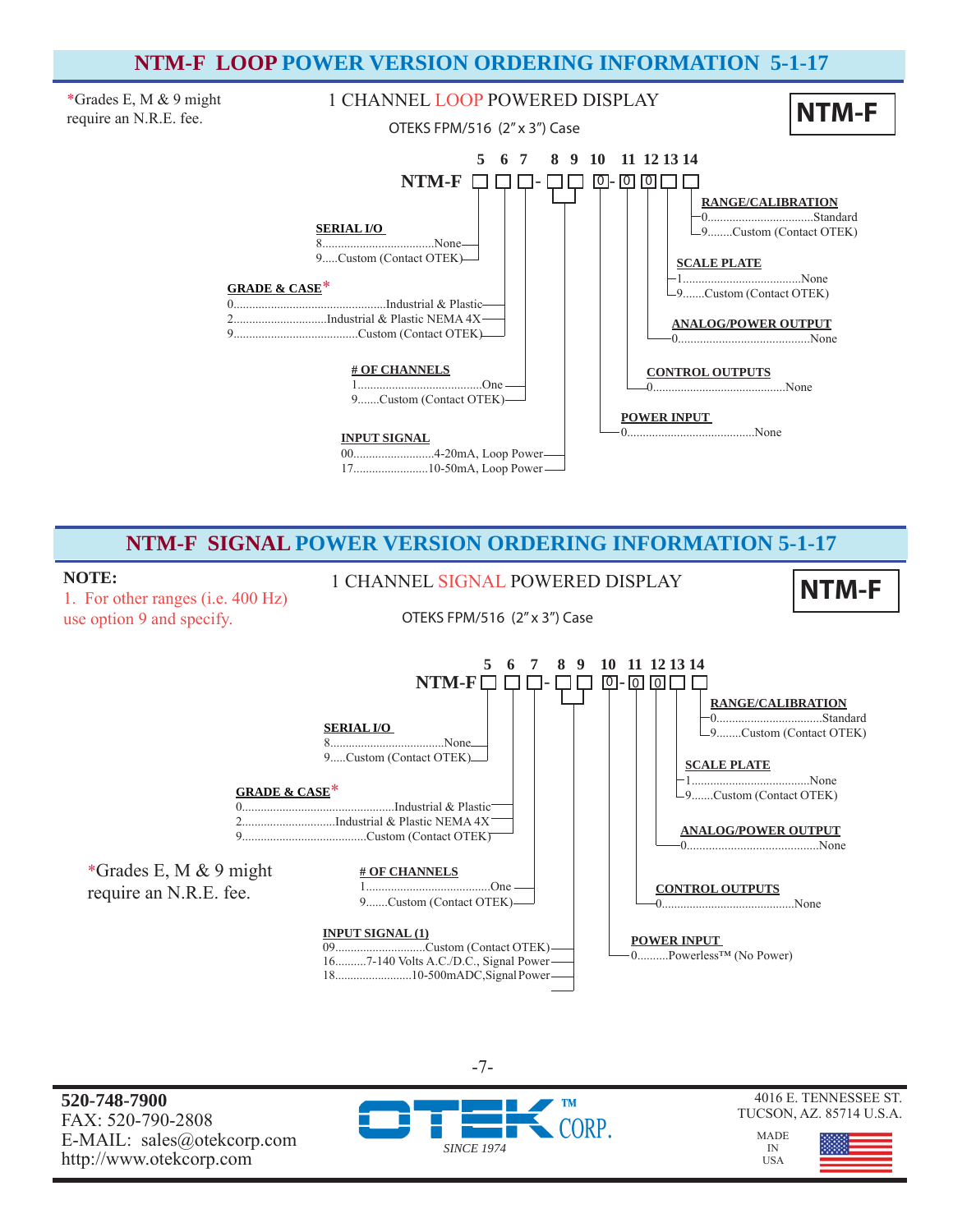# NTM-F LOOP POWER VERSION ORDERING INFORMATION 5-1-17

*Grades E, M & 9 might require an N.R.E. fee.

## 1 CHANNEL LOOP POWERED DISPLAY

OTEKS FPM/516 (2" x 3") Case

**NTM-F**

```
        5  6  7    8  9  10    11 12 13 14
NTM-F   □  □  □ -  □  □  0  -  0  0  □  □
```

**SERIAL I/O** (5)
- 8....................................None
- 9.....Custom (Contact OTEK)

**GRADE & CASE*** (6)
- 0................................................Industrial & Plastic
- 2..............................Industrial & Plastic NEMA 4X
- 9........................................Custom (Contact OTEK)

**# OF CHANNELS** (7)
- 1........................................One
- 9.......Custom (Contact OTEK)

**INPUT SIGNAL** (8, 9)
- 00..........................4-20mA, Loop Power
- 17........................10-50mA, Loop Power

**POWER INPUT** (10)
- 0.........................................None

**CONTROL OUTPUTS** (11)
- 0..........................................None

**ANALOG/POWER OUTPUT** (12)
- 0..........................................None

**SCALE PLATE** (13)
- 1......................................None
- 9.......Custom (Contact OTEK)

**RANGE/CALIBRATION** (14)
- 0..................................Standard
- 9........Custom (Contact OTEK)

# NTM-F SIGNAL POWER VERSION ORDERING INFORMATION 5-1-17

**NOTE:**
1. For other ranges (i.e. 400 Hz) use option 9 and specify.

## 1 CHANNEL SIGNAL POWERED DISPLAY

OTEKS FPM/516 (2" x 3") Case

**NTM-F**

```
        5  6  7    8  9  10    11 12 13 14
NTM-F   □  □  □ -  □  □  0  -  0  0  □  □
```

**SERIAL I/O** (5)
- 8....................................None
- 9.....Custom (Contact OTEK)

**GRADE & CASE*** (6)
- 0................................................Industrial & Plastic
- 2..............................Industrial & Plastic NEMA 4X
- 9........................................Custom (Contact OTEK)

*Grades E, M & 9 might require an N.R.E. fee.

**# OF CHANNELS** (7)
- 1........................................One
- 9.......Custom (Contact OTEK)

**INPUT SIGNAL (1)** (8, 9)
- 09.............................Custom (Contact OTEK)
- 16..........7-140 Volts A.C./D.C., Signal Power
- 18.........................10-500mADC,Signal Power

**POWER INPUT** (10)
- 0..........Powerless™ (No Power)

**CONTROL OUTPUTS** (11)
- 0..........................................None

**ANALOG/POWER OUTPUT** (12)
- 0..........................................None

**SCALE PLATE** (13)
- 1......................................None
- 9.......Custom (Contact OTEK)

**RANGE/CALIBRATION** (14)
- 0..................................Standard
- 9........Custom (Contact OTEK)

**520-748-7900**
FAX: 520-790-2808
E-MAIL: sales@otekcorp.com
http://www.otekcorp.com

OTEK™ CORP.
*SINCE 1974*

4016 E. TENNESSEE ST.
TUCSON, AZ. 85714 U.S.A.

MADE IN USA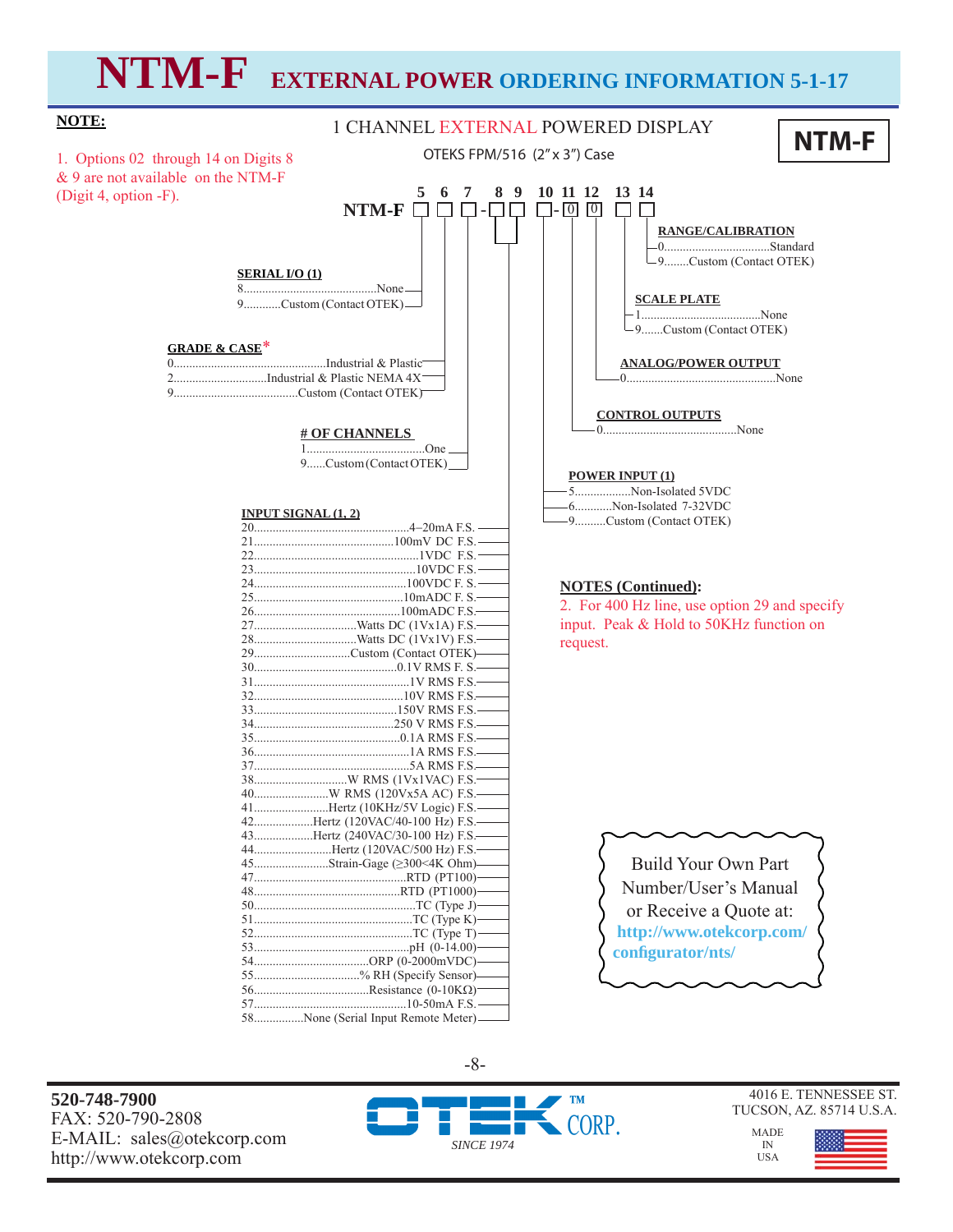# NTM-F EXTERNAL POWER ORDERING INFORMATION 5-1-17

**NOTE:**

1. Options 02 through 14 on Digits 8 & 9 are not available on the NTM-F (Digit 4, option -F).

## 1 CHANNEL EXTERNAL POWERED DISPLAY

OTEKS FPM/516 (2″ x 3″) Case

**NTM-F**

NTM-F □ □ □ - □ □ □ - 0 0 □ □

(Digits: 5, 6, 7 - 8, 9, 10 - 11, 12, 13, 14)

**SERIAL I/O (1)** (Digit 5)
- 8...........None
- 9...........Custom (Contact OTEK)

**GRADE & CASE*** (Digit 6)
- 0...........Industrial & Plastic
- 2...........Industrial & Plastic NEMA 4X
- 9...........Custom (Contact OTEK)

**# OF CHANNELS** (Digit 7)
- 1...........One
- 9...........Custom (Contact OTEK)

**INPUT SIGNAL (1, 2)** (Digits 8 & 9)
- 20...........4–20mA F.S.
- 21...........100mV DC F.S.
- 22...........1VDC F.S.
- 23...........10VDC F.S.
- 24...........100VDC F. S.
- 25...........10mADC F. S.
- 26...........100mADC F.S.
- 27...........Watts DC (1Vx1A) F.S.
- 28...........Watts DC (1Vx1V) F.S.
- 29...........Custom (Contact OTEK)
- 30...........0.1V RMS F. S.
- 31...........1V RMS F.S.
- 32...........10V RMS F.S.
- 33...........150V RMS F.S.
- 34...........250 V RMS F.S.
- 35...........0.1A RMS F.S.
- 36...........1A RMS F.S.
- 37...........5A RMS F.S.
- 38...........W RMS (1Vx1VAC) F.S.
- 40...........W RMS (120Vx5A AC) F.S.
- 41...........Hertz (10KHz/5V Logic) F.S.
- 42...........Hertz (120VAC/40-100 Hz) F.S.
- 43...........Hertz (240VAC/30-100 Hz) F.S.
- 44...........Hertz (120VAC/500 Hz) F.S.
- 45...........Strain-Gage (≥300<4K Ohm)
- 47...........RTD (PT100)
- 48...........RTD (PT1000)
- 50...........TC (Type J)
- 51...........TC (Type K)
- 52...........TC (Type T)
- 53...........pH (0-14.00)
- 54...........ORP (0-2000mVDC)
- 55...........% RH (Specify Sensor)
- 56...........Resistance (0-10KΩ)
- 57...........10-50mA F.S.
- 58...........None (Serial Input Remote Meter)

**POWER INPUT (1)** (Digit 10)
- 5...........Non-Isolated 5VDC
- 6...........Non-Isolated 7-32VDC
- 9...........Custom (Contact OTEK)

**CONTROL OUTPUTS** (Digit 11)
- 0...........None

**ANALOG/POWER OUTPUT** (Digit 12)
- 0...........None

**SCALE PLATE** (Digit 13)
- 1...........None
- 9...........Custom (Contact OTEK)

**RANGE/CALIBRATION** (Digit 14)
- 0...........Standard
- 9...........Custom (Contact OTEK)

**NOTES (Continued):**

2. For 400 Hz line, use option 29 and specify input. Peak & Hold to 50KHz function on request.

Build Your Own Part Number/User's Manual or Receive a Quote at: http://www.otekcorp.com/configurator/nts/

**520-748-7900**
FAX: 520-790-2808
E-MAIL: sales@otekcorp.com
http://www.otekcorp.com

OTEK™ CORP. SINCE 1974

4016 E. TENNESSEE ST.
TUCSON, AZ. 85714 U.S.A.

MADE IN USA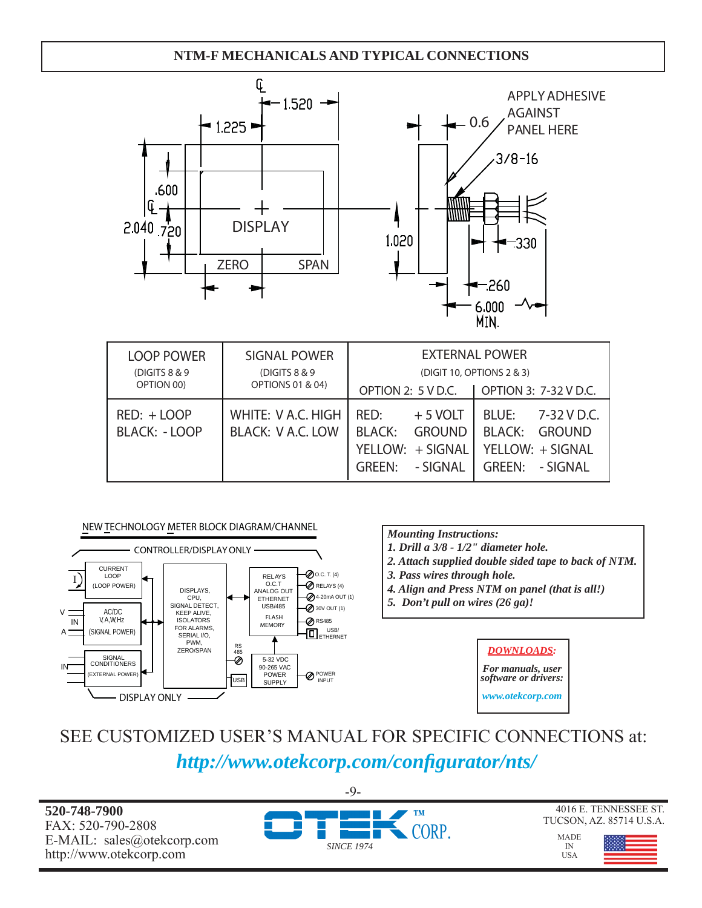## NTM-F MECHANICALS AND TYPICAL CONNECTIONS

1.520
1.225
.600
2.040
.720
DISPLAY
ZERO
SPAN
1.020
0.6
APPLY ADHESIVE AGAINST PANEL HERE
3/8-16
.330
.260
6.000 MIN.

| LOOP POWER (DIGITS 8 & 9 OPTION 00) | SIGNAL POWER (DIGITS 8 & 9 OPTIONS 01 & 04) | EXTERNAL POWER (DIGIT 10, OPTIONS 2 & 3) | |
|---|---|---|---|
| | | OPTION 2: 5 V D.C. | OPTION 3: 7-32 V D.C. |
| RED: + LOOP<br>BLACK: - LOOP | WHITE: V A.C. HIGH<br>BLACK: V A.C. LOW | RED: + 5 VOLT<br>BLACK: GROUND<br>YELLOW: + SIGNAL<br>GREEN: - SIGNAL | BLUE: 7-32 V D.C.<br>BLACK: GROUND<br>YELLOW: + SIGNAL<br>GREEN: - SIGNAL |

NEW TECHNOLOGY METER BLOCK DIAGRAM/CHANNEL

CONTROLLER/DISPLAY ONLY
I
CURRENT LOOP (LOOP POWER)
V
IN
A
AC/DC V,A,W,Hz (SIGNAL POWER)
IN
SIGNAL CONDITIONERS (EXTERNAL POWER)
DISPLAYS, CPU, SIGNAL DETECT, KEEP ALIVE, ISOLATORS FOR ALARMS, SERIAL I/O, PWM, ZERO/SPAN
RELAYS O.C.T ANALOG OUT ETHERNET USB/485
FLASH MEMORY
O.C. T. (4)
RELAYS (4)
4-20mA OUT (1)
30V OUT (1)
RS485
USB/ ETHERNET
RS 485
USB
5-32 VDC 90-265 VAC POWER SUPPLY
POWER INPUT
DISPLAY ONLY

*Mounting Instructions:*
1. *Drill a 3/8 - 1/2" diameter hole.*
2. *Attach supplied double sided tape to back of NTM.*
3. *Pass wires through hole.*
4. *Align and Press NTM on panel (that is all!)*
5. *Don't pull on wires (26 ga)!*

***DOWNLOADS:***
*For manuals, user software or drivers:*
*www.otekcorp.com*

SEE CUSTOMIZED USER'S MANUAL FOR SPECIFIC CONNECTIONS at:

***http://www.otekcorp.com/configurator/nts/***

**520-748-7900**
FAX: 520-790-2808
E-MAIL: sales@otekcorp.com
http://www.otekcorp.com

OTEK™ CORP.
*SINCE 1974*

4016 E. TENNESSEE ST.
TUCSON, AZ. 85714 U.S.A.

MADE IN USA